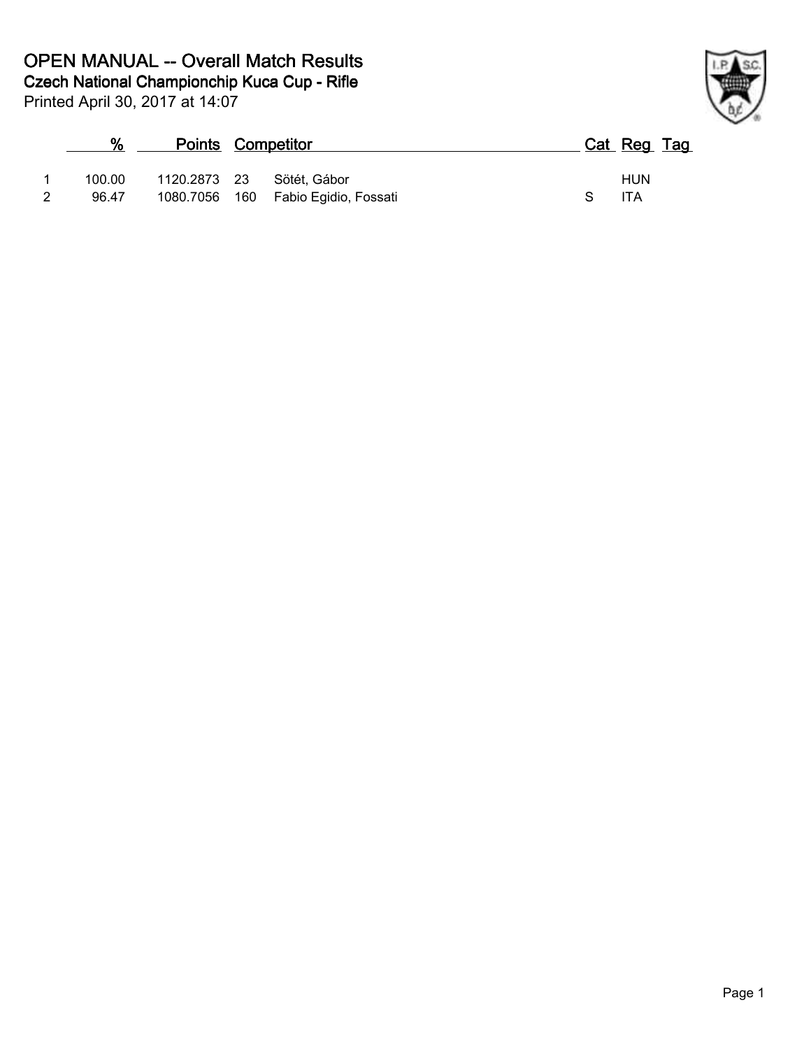# OPEN MANUAL -- Overall Match Results

## Czech National Championchip Kuca Cup - Rifle

Printed April 30, 2017 at 14:07

| | % | Points | | Competitor | Cat | Reg | Tag |
|---|---|---|---|---|---|---|---|
| 1 | 100.00 | 1120.2873 | 23 | Sötét, Gábor | | HUN | |
| 2 | 96.47 | 1080.7056 | 160 | Fabio Egidio, Fossati | S | ITA | |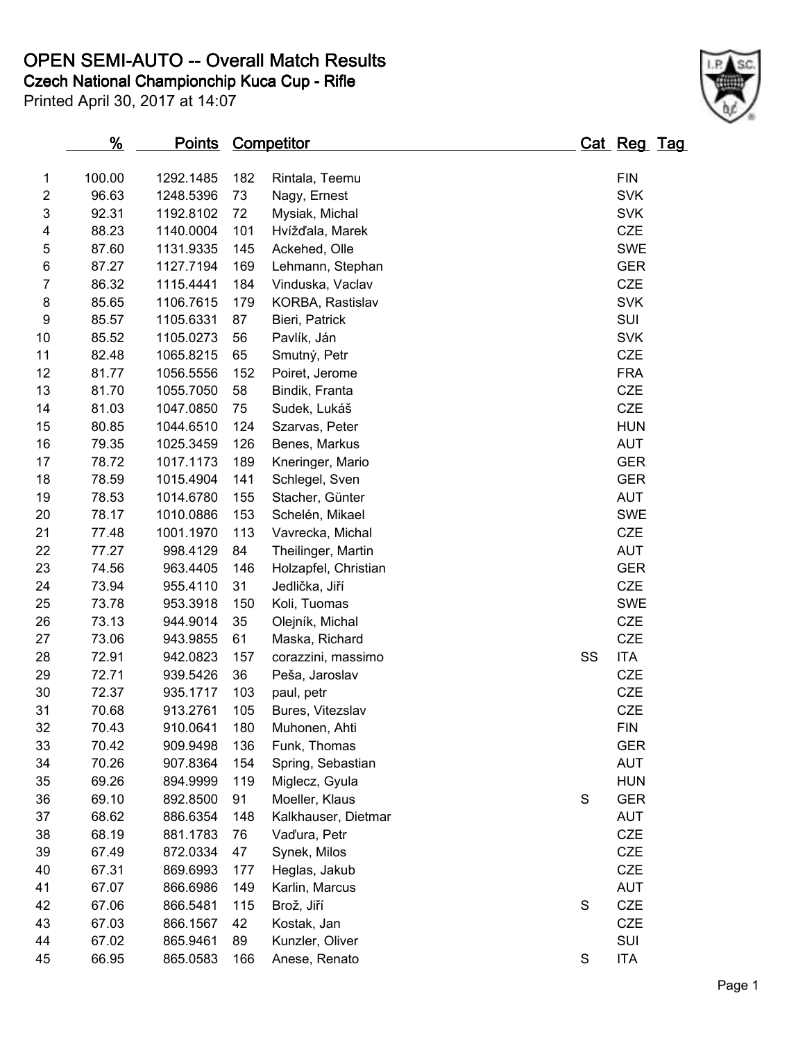# OPEN SEMI-AUTO -- Overall Match Results

## Czech National Championchip Kuca Cup - Rifle

Printed April 30, 2017 at 14:07

| | % | Points | Competitor | | Cat | Reg | Tag |
|---|---|---|---|---|---|---|---|
| 1 | 100.00 | 1292.1485 | 182 | Rintala, Teemu | | FIN | |
| 2 | 96.63 | 1248.5396 | 73 | Nagy, Ernest | | SVK | |
| 3 | 92.31 | 1192.8102 | 72 | Mysiak, Michal | | SVK | |
| 4 | 88.23 | 1140.0004 | 101 | Hvížďala, Marek | | CZE | |
| 5 | 87.60 | 1131.9335 | 145 | Ackehed, Olle | | SWE | |
| 6 | 87.27 | 1127.7194 | 169 | Lehmann, Stephan | | GER | |
| 7 | 86.32 | 1115.4441 | 184 | Vinduska, Vaclav | | CZE | |
| 8 | 85.65 | 1106.7615 | 179 | KORBA, Rastislav | | SVK | |
| 9 | 85.57 | 1105.6331 | 87 | Bieri, Patrick | | SUI | |
| 10 | 85.52 | 1105.0273 | 56 | Pavlík, Ján | | SVK | |
| 11 | 82.48 | 1065.8215 | 65 | Smutný, Petr | | CZE | |
| 12 | 81.77 | 1056.5556 | 152 | Poiret, Jerome | | FRA | |
| 13 | 81.70 | 1055.7050 | 58 | Bindik, Franta | | CZE | |
| 14 | 81.03 | 1047.0850 | 75 | Sudek, Lukáš | | CZE | |
| 15 | 80.85 | 1044.6510 | 124 | Szarvas, Peter | | HUN | |
| 16 | 79.35 | 1025.3459 | 126 | Benes, Markus | | AUT | |
| 17 | 78.72 | 1017.1173 | 189 | Kneringer, Mario | | GER | |
| 18 | 78.59 | 1015.4904 | 141 | Schlegel, Sven | | GER | |
| 19 | 78.53 | 1014.6780 | 155 | Stacher, Günter | | AUT | |
| 20 | 78.17 | 1010.0886 | 153 | Schelén, Mikael | | SWE | |
| 21 | 77.48 | 1001.1970 | 113 | Vavrecka, Michal | | CZE | |
| 22 | 77.27 | 998.4129 | 84 | Theilinger, Martin | | AUT | |
| 23 | 74.56 | 963.4405 | 146 | Holzapfel, Christian | | GER | |
| 24 | 73.94 | 955.4110 | 31 | Jedlička, Jiří | | CZE | |
| 25 | 73.78 | 953.3918 | 150 | Koli, Tuomas | | SWE | |
| 26 | 73.13 | 944.9014 | 35 | Olejník, Michal | | CZE | |
| 27 | 73.06 | 943.9855 | 61 | Maska, Richard | | CZE | |
| 28 | 72.91 | 942.0823 | 157 | corazzini, massimo | SS | ITA | |
| 29 | 72.71 | 939.5426 | 36 | Peša, Jaroslav | | CZE | |
| 30 | 72.37 | 935.1717 | 103 | paul, petr | | CZE | |
| 31 | 70.68 | 913.2761 | 105 | Bures, Vitezslav | | CZE | |
| 32 | 70.43 | 910.0641 | 180 | Muhonen, Ahti | | FIN | |
| 33 | 70.42 | 909.9498 | 136 | Funk, Thomas | | GER | |
| 34 | 70.26 | 907.8364 | 154 | Spring, Sebastian | | AUT | |
| 35 | 69.26 | 894.9999 | 119 | Miglecz, Gyula | | HUN | |
| 36 | 69.10 | 892.8500 | 91 | Moeller, Klaus | S | GER | |
| 37 | 68.62 | 886.6354 | 148 | Kalkhauser, Dietmar | | AUT | |
| 38 | 68.19 | 881.1783 | 76 | Vaďura, Petr | | CZE | |
| 39 | 67.49 | 872.0334 | 47 | Synek, Milos | | CZE | |
| 40 | 67.31 | 869.6993 | 177 | Heglas, Jakub | | CZE | |
| 41 | 67.07 | 866.6986 | 149 | Karlin, Marcus | | AUT | |
| 42 | 67.06 | 866.5481 | 115 | Brož, Jiří | S | CZE | |
| 43 | 67.03 | 866.1567 | 42 | Kostak, Jan | | CZE | |
| 44 | 67.02 | 865.9461 | 89 | Kunzler, Oliver | | SUI | |
| 45 | 66.95 | 865.0583 | 166 | Anese, Renato | S | ITA | |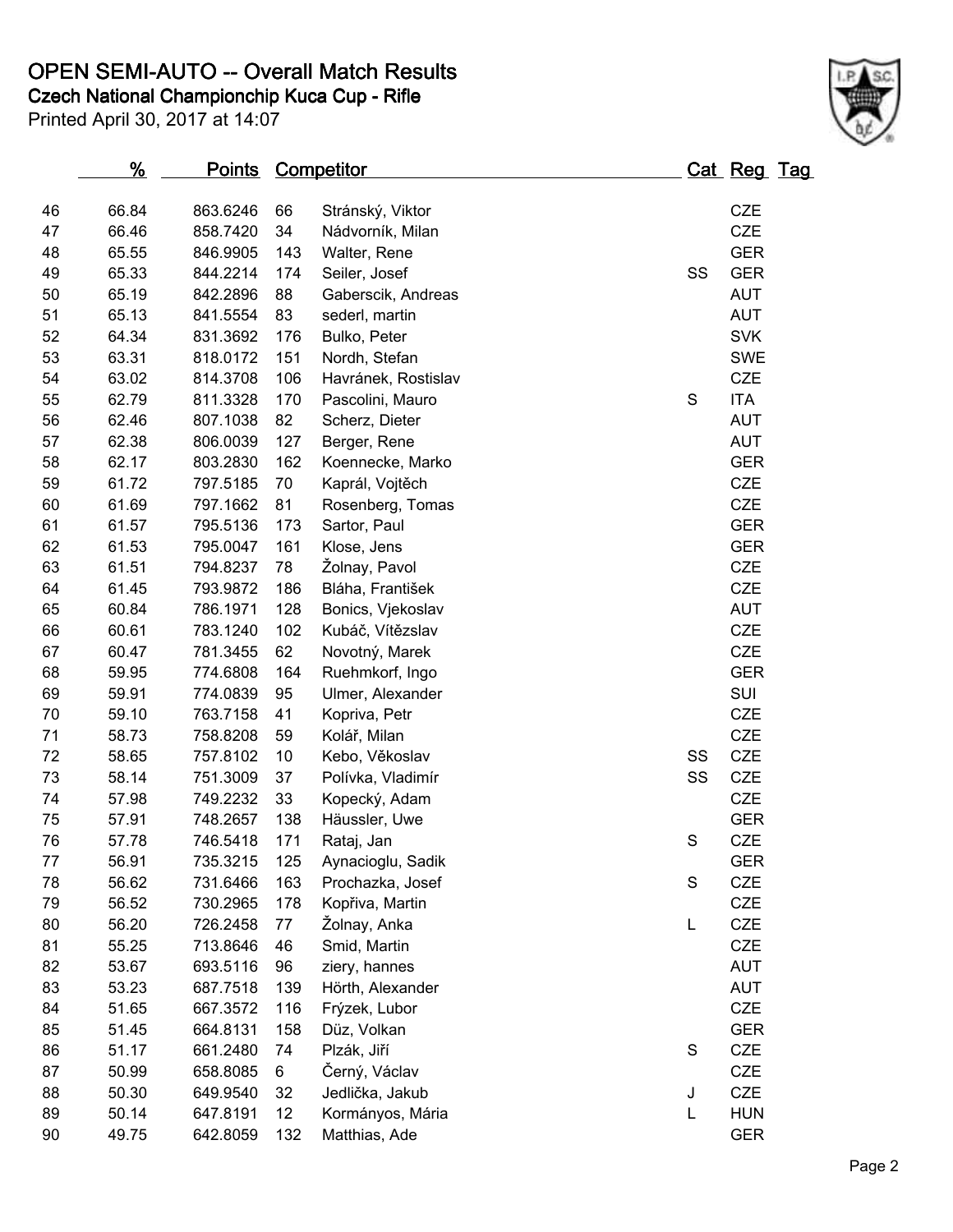# OPEN SEMI-AUTO -- Overall Match Results

## Czech National Championchip Kuca Cup - Rifle

Printed April 30, 2017 at 14:07

| | % | Points | Competitor | | Cat | Reg | Tag |
|---|---|---|---|---|---|---|---|
| 46 | 66.84 | 863.6246 | 66 | Stránský, Viktor | | CZE | |
| 47 | 66.46 | 858.7420 | 34 | Nádvorník, Milan | | CZE | |
| 48 | 65.55 | 846.9905 | 143 | Walter, Rene | | GER | |
| 49 | 65.33 | 844.2214 | 174 | Seiler, Josef | SS | GER | |
| 50 | 65.19 | 842.2896 | 88 | Gaberscik, Andreas | | AUT | |
| 51 | 65.13 | 841.5554 | 83 | sederl, martin | | AUT | |
| 52 | 64.34 | 831.3692 | 176 | Bulko, Peter | | SVK | |
| 53 | 63.31 | 818.0172 | 151 | Nordh, Stefan | | SWE | |
| 54 | 63.02 | 814.3708 | 106 | Havránek, Rostislav | | CZE | |
| 55 | 62.79 | 811.3328 | 170 | Pascolini, Mauro | S | ITA | |
| 56 | 62.46 | 807.1038 | 82 | Scherz, Dieter | | AUT | |
| 57 | 62.38 | 806.0039 | 127 | Berger, Rene | | AUT | |
| 58 | 62.17 | 803.2830 | 162 | Koennecke, Marko | | GER | |
| 59 | 61.72 | 797.5185 | 70 | Kaprál, Vojtěch | | CZE | |
| 60 | 61.69 | 797.1662 | 81 | Rosenberg, Tomas | | CZE | |
| 61 | 61.57 | 795.5136 | 173 | Sartor, Paul | | GER | |
| 62 | 61.53 | 795.0047 | 161 | Klose, Jens | | GER | |
| 63 | 61.51 | 794.8237 | 78 | Žolnay, Pavol | | CZE | |
| 64 | 61.45 | 793.9872 | 186 | Bláha, František | | CZE | |
| 65 | 60.84 | 786.1971 | 128 | Bonics, Vjekoslav | | AUT | |
| 66 | 60.61 | 783.1240 | 102 | Kubáč, Vítězslav | | CZE | |
| 67 | 60.47 | 781.3455 | 62 | Novotný, Marek | | CZE | |
| 68 | 59.95 | 774.6808 | 164 | Ruehmkorf, Ingo | | GER | |
| 69 | 59.91 | 774.0839 | 95 | Ulmer, Alexander | | SUI | |
| 70 | 59.10 | 763.7158 | 41 | Kopriva, Petr | | CZE | |
| 71 | 58.73 | 758.8208 | 59 | Kolář, Milan | | CZE | |
| 72 | 58.65 | 757.8102 | 10 | Kebo, Věkoslav | SS | CZE | |
| 73 | 58.14 | 751.3009 | 37 | Polívka, Vladimír | SS | CZE | |
| 74 | 57.98 | 749.2232 | 33 | Kopecký, Adam | | CZE | |
| 75 | 57.91 | 748.2657 | 138 | Häussler, Uwe | | GER | |
| 76 | 57.78 | 746.5418 | 171 | Rataj, Jan | S | CZE | |
| 77 | 56.91 | 735.3215 | 125 | Aynacioglu, Sadik | | GER | |
| 78 | 56.62 | 731.6466 | 163 | Prochazka, Josef | S | CZE | |
| 79 | 56.52 | 730.2965 | 178 | Kopřiva, Martin | | CZE | |
| 80 | 56.20 | 726.2458 | 77 | Žolnay, Anka | L | CZE | |
| 81 | 55.25 | 713.8646 | 46 | Smid, Martin | | CZE | |
| 82 | 53.67 | 693.5116 | 96 | ziery, hannes | | AUT | |
| 83 | 53.23 | 687.7518 | 139 | Hörth, Alexander | | AUT | |
| 84 | 51.65 | 667.3572 | 116 | Frýzek, Lubor | | CZE | |
| 85 | 51.45 | 664.8131 | 158 | Düz, Volkan | | GER | |
| 86 | 51.17 | 661.2480 | 74 | Plzák, Jiří | S | CZE | |
| 87 | 50.99 | 658.8085 | 6 | Černý, Václav | | CZE | |
| 88 | 50.30 | 649.9540 | 32 | Jedlička, Jakub | J | CZE | |
| 89 | 50.14 | 647.8191 | 12 | Kormányos, Mária | L | HUN | |
| 90 | 49.75 | 642.8059 | 132 | Matthias, Ade | | GER | |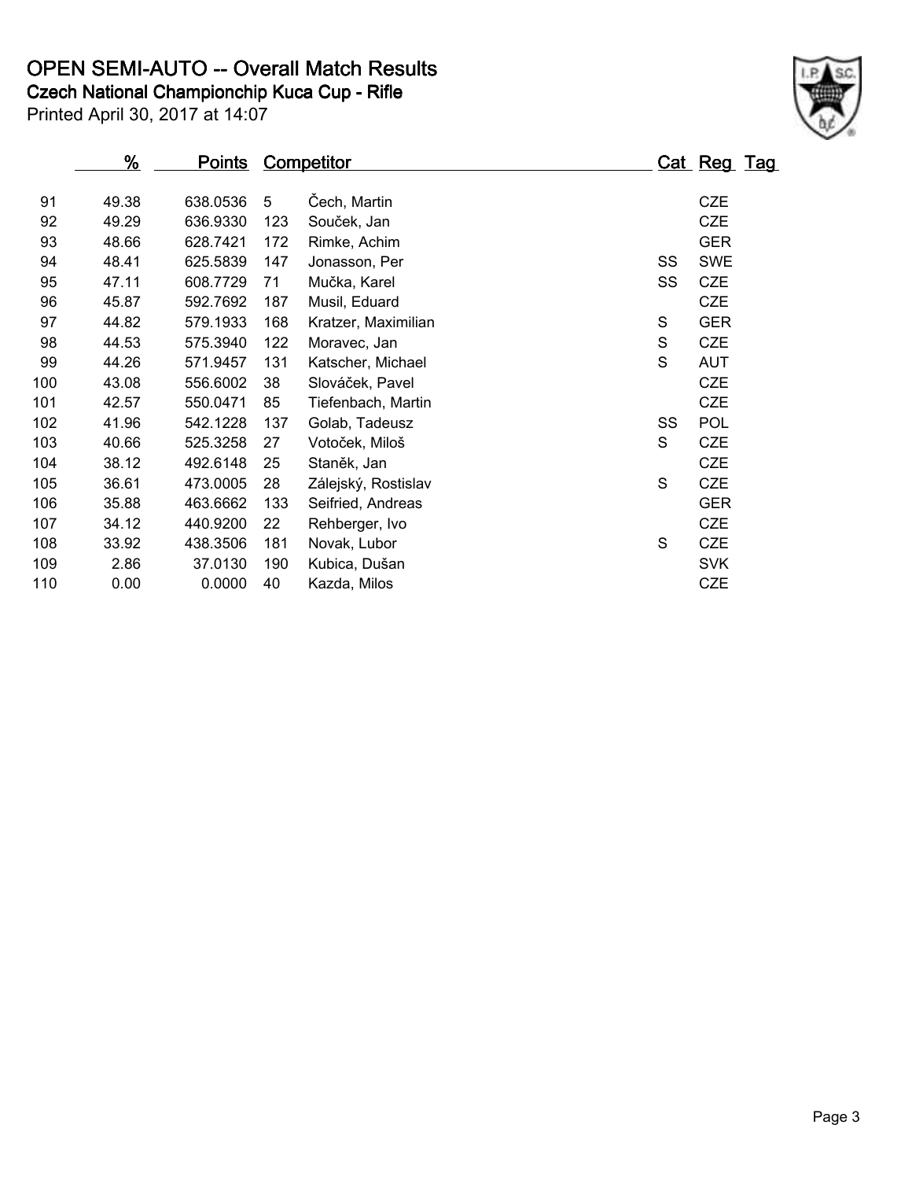# OPEN SEMI-AUTO -- Overall Match Results

## Czech National Championchip Kuca Cup - Rifle

Printed April 30, 2017 at 14:07

| | % | Points | Competitor | | Cat | Reg | Tag |
|---|---|---|---|---|---|---|---|
| 91 | 49.38 | 638.0536 | 5 | Čech, Martin | | CZE | |
| 92 | 49.29 | 636.9330 | 123 | Souček, Jan | | CZE | |
| 93 | 48.66 | 628.7421 | 172 | Rimke, Achim | | GER | |
| 94 | 48.41 | 625.5839 | 147 | Jonasson, Per | SS | SWE | |
| 95 | 47.11 | 608.7729 | 71 | Mučka, Karel | SS | CZE | |
| 96 | 45.87 | 592.7692 | 187 | Musil, Eduard | | CZE | |
| 97 | 44.82 | 579.1933 | 168 | Kratzer, Maximilian | S | GER | |
| 98 | 44.53 | 575.3940 | 122 | Moravec, Jan | S | CZE | |
| 99 | 44.26 | 571.9457 | 131 | Katscher, Michael | S | AUT | |
| 100 | 43.08 | 556.6002 | 38 | Slováček, Pavel | | CZE | |
| 101 | 42.57 | 550.0471 | 85 | Tiefenbach, Martin | | CZE | |
| 102 | 41.96 | 542.1228 | 137 | Golab, Tadeusz | SS | POL | |
| 103 | 40.66 | 525.3258 | 27 | Votoček, Miloš | S | CZE | |
| 104 | 38.12 | 492.6148 | 25 | Staněk, Jan | | CZE | |
| 105 | 36.61 | 473.0005 | 28 | Zálejský, Rostislav | S | CZE | |
| 106 | 35.88 | 463.6662 | 133 | Seifried, Andreas | | GER | |
| 107 | 34.12 | 440.9200 | 22 | Rehberger, Ivo | | CZE | |
| 108 | 33.92 | 438.3506 | 181 | Novak, Lubor | S | CZE | |
| 109 | 2.86 | 37.0130 | 190 | Kubica, Dušan | | SVK | |
| 110 | 0.00 | 0.0000 | 40 | Kazda, Milos | | CZE | |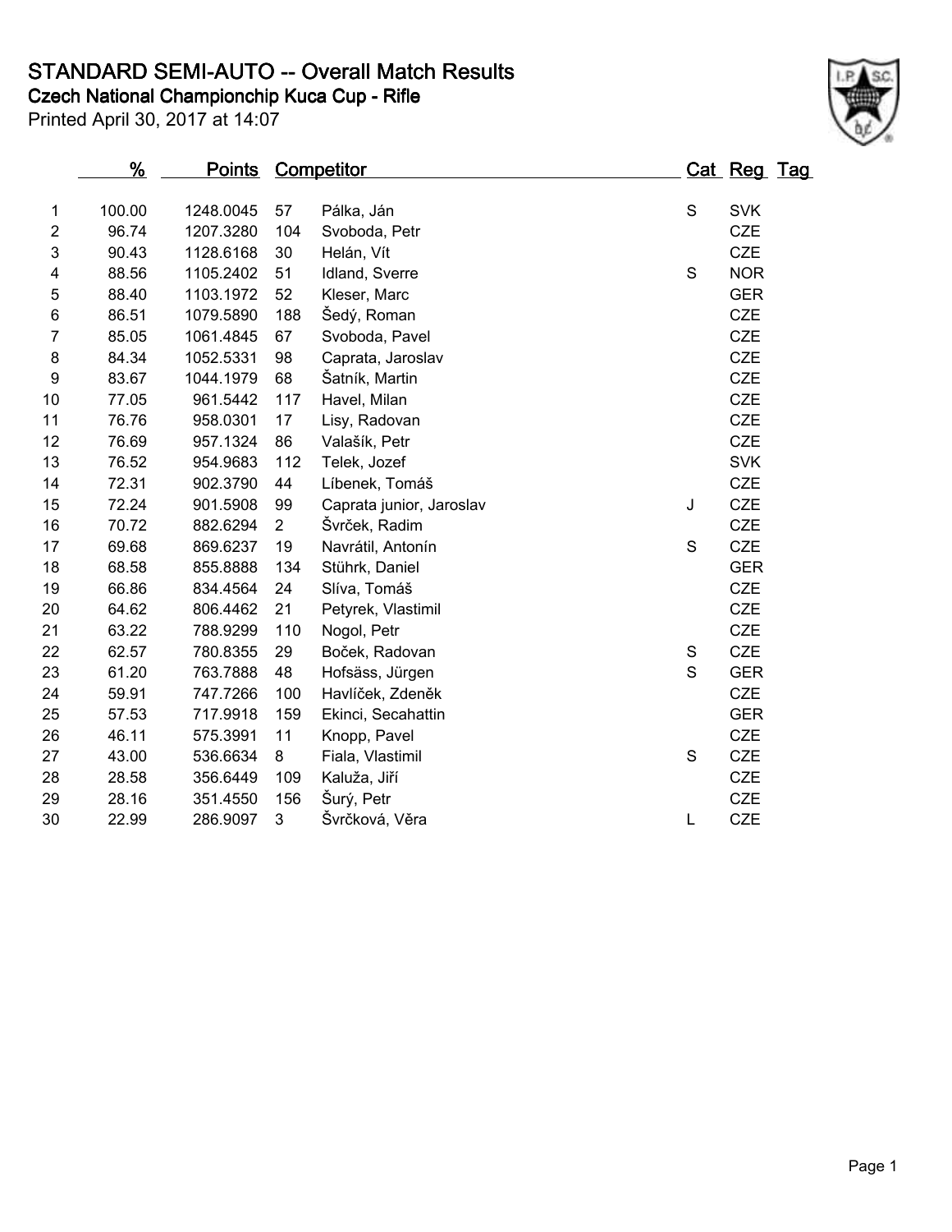# STANDARD SEMI-AUTO -- Overall Match Results

## Czech National Championchip Kuca Cup - Rifle

Printed April 30, 2017 at 14:07

| | % | Points | Competitor | | Cat | Reg | Tag |
|---|---|---|---|---|---|---|---|
| 1 | 100.00 | 1248.0045 | 57 | Pálka, Ján | S | SVK | |
| 2 | 96.74 | 1207.3280 | 104 | Svoboda, Petr | | CZE | |
| 3 | 90.43 | 1128.6168 | 30 | Helán, Vít | | CZE | |
| 4 | 88.56 | 1105.2402 | 51 | Idland, Sverre | S | NOR | |
| 5 | 88.40 | 1103.1972 | 52 | Kleser, Marc | | GER | |
| 6 | 86.51 | 1079.5890 | 188 | Šedý, Roman | | CZE | |
| 7 | 85.05 | 1061.4845 | 67 | Svoboda, Pavel | | CZE | |
| 8 | 84.34 | 1052.5331 | 98 | Caprata, Jaroslav | | CZE | |
| 9 | 83.67 | 1044.1979 | 68 | Šatník, Martin | | CZE | |
| 10 | 77.05 | 961.5442 | 117 | Havel, Milan | | CZE | |
| 11 | 76.76 | 958.0301 | 17 | Lisy, Radovan | | CZE | |
| 12 | 76.69 | 957.1324 | 86 | Valašík, Petr | | CZE | |
| 13 | 76.52 | 954.9683 | 112 | Telek, Jozef | | SVK | |
| 14 | 72.31 | 902.3790 | 44 | Líbenek, Tomáš | | CZE | |
| 15 | 72.24 | 901.5908 | 99 | Caprata junior, Jaroslav | J | CZE | |
| 16 | 70.72 | 882.6294 | 2 | Švrček, Radim | | CZE | |
| 17 | 69.68 | 869.6237 | 19 | Navrátil, Antonín | S | CZE | |
| 18 | 68.58 | 855.8888 | 134 | Stührk, Daniel | | GER | |
| 19 | 66.86 | 834.4564 | 24 | Slíva, Tomáš | | CZE | |
| 20 | 64.62 | 806.4462 | 21 | Petyrek, Vlastimil | | CZE | |
| 21 | 63.22 | 788.9299 | 110 | Nogol, Petr | | CZE | |
| 22 | 62.57 | 780.8355 | 29 | Boček, Radovan | S | CZE | |
| 23 | 61.20 | 763.7888 | 48 | Hofsäss, Jürgen | S | GER | |
| 24 | 59.91 | 747.7266 | 100 | Havlíček, Zdeněk | | CZE | |
| 25 | 57.53 | 717.9918 | 159 | Ekinci, Secahattin | | GER | |
| 26 | 46.11 | 575.3991 | 11 | Knopp, Pavel | | CZE | |
| 27 | 43.00 | 536.6634 | 8 | Fiala, Vlastimil | S | CZE | |
| 28 | 28.58 | 356.6449 | 109 | Kaluža, Jiří | | CZE | |
| 29 | 28.16 | 351.4550 | 156 | Šurý, Petr | | CZE | |
| 30 | 22.99 | 286.9097 | 3 | Švrčková, Věra | L | CZE | |